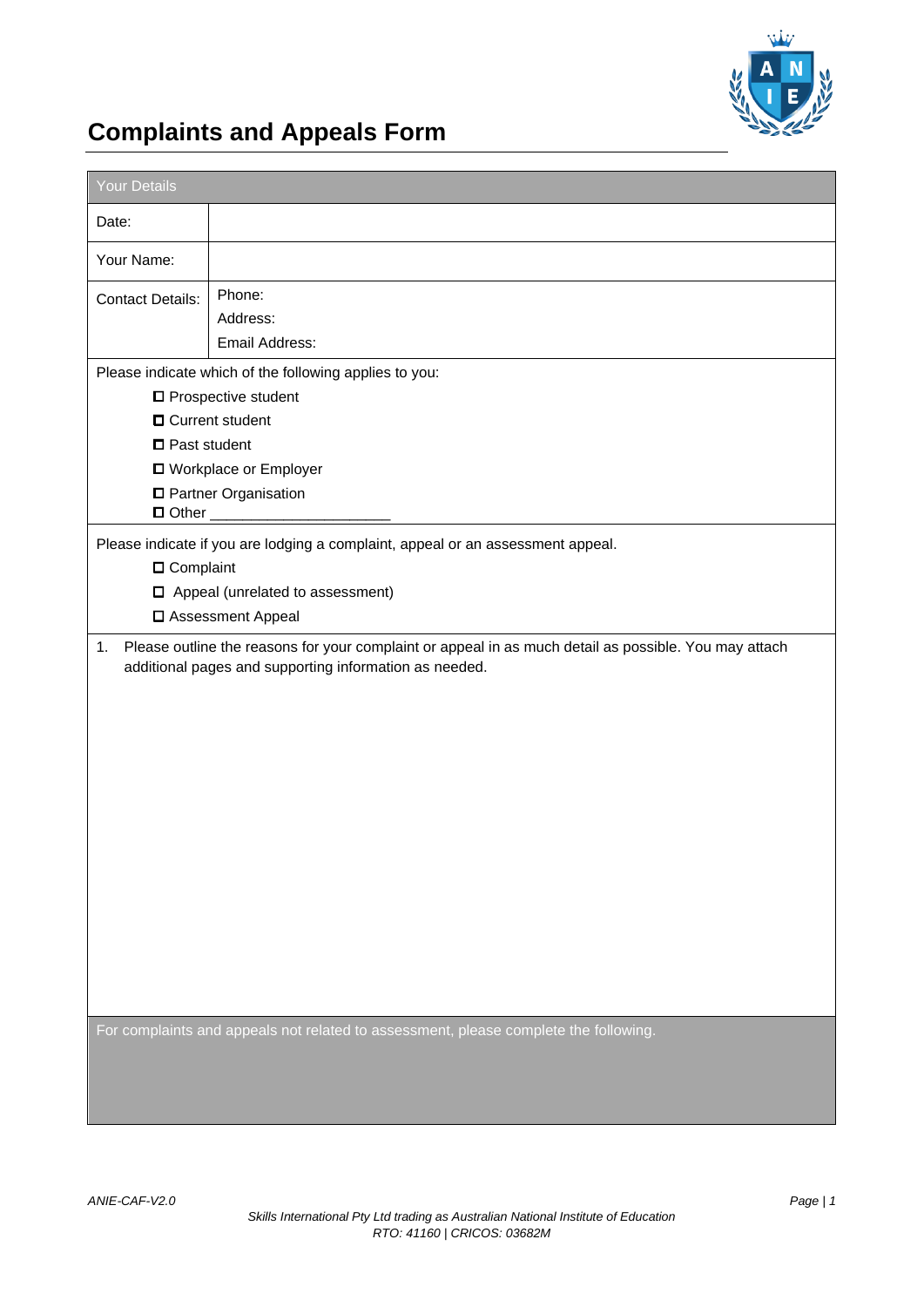# Complaints and Appeals Form

| Your Details | |
|---|---|
| Date: | |
| Your Name: | |
| Contact Details: | Phone:<br>Address:<br>Email Address: |

Please indicate which of the following applies to you:

- ☐ Prospective student
- ☐ Current student
- ☐ Past student
- ☐ Workplace or Employer
- ☐ Partner Organisation
- ☐ Other _____________________

Please indicate if you are lodging a complaint, appeal or an assessment appeal.

- ☐ Complaint
- ☐ Appeal (unrelated to assessment)
- ☐ Assessment Appeal

1. Please outline the reasons for your complaint or appeal in as much detail as possible. You may attach additional pages and supporting information as needed.

For complaints and appeals not related to assessment, please complete the following.

ANIE-CAF-V2.0

*Skills International Pty Ltd trading as Australian National Institute of Education*
*RTO: 41160 | CRICOS: 03682M*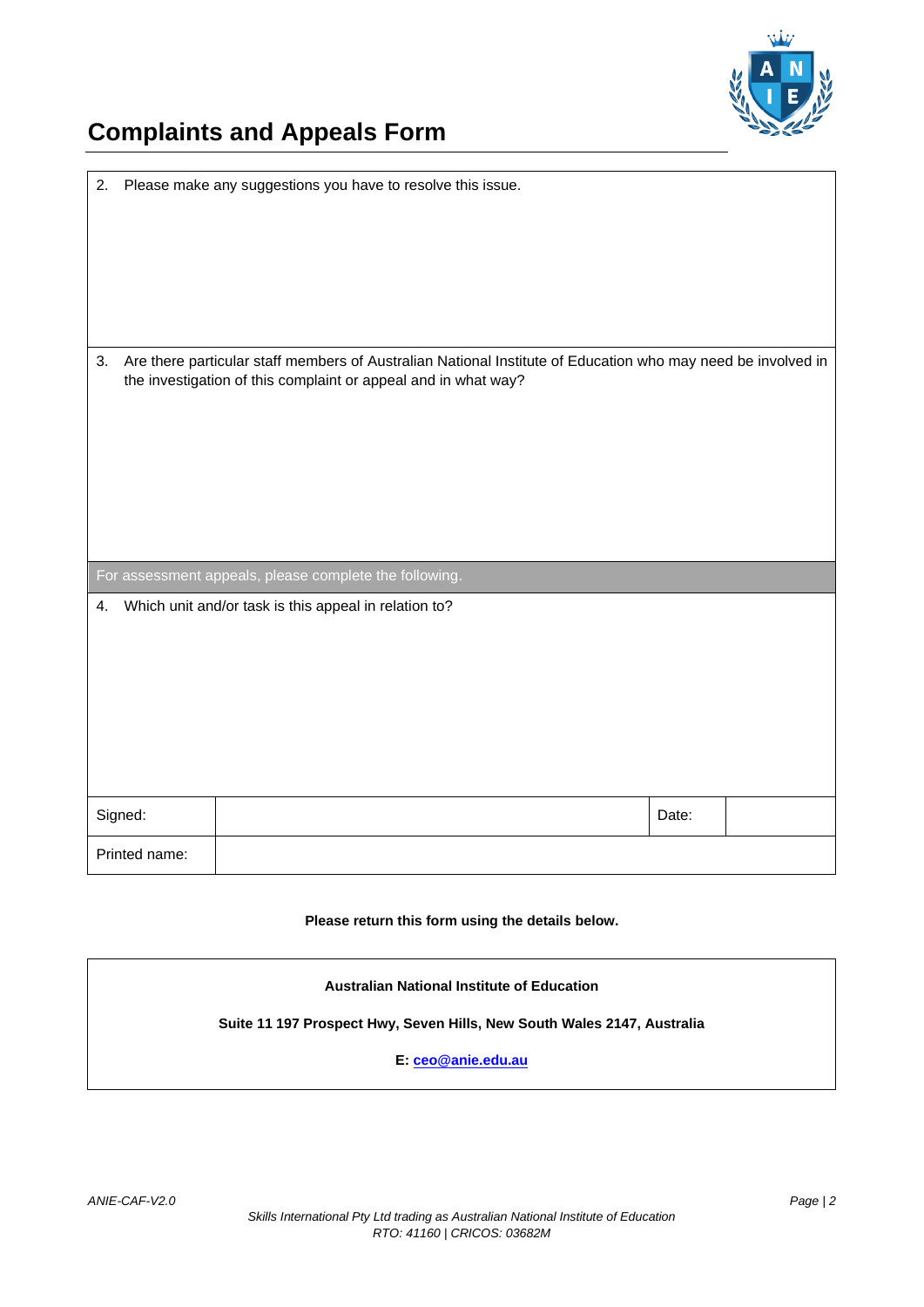# Complaints and Appeals Form

2. Please make any suggestions you have to resolve this issue.

3. Are there particular staff members of Australian National Institute of Education who may need be involved in the investigation of this complaint or appeal and in what way?

For assessment appeals, please complete the following.

4. Which unit and/or task is this appeal in relation to?

| | | | |
|---|---|---|---|
| Signed: | | Date: | |
| Printed name: | | | |

**Please return this form using the details below.**

**Australian National Institute of Education**

**Suite 11 197 Prospect Hwy, Seven Hills, New South Wales 2147, Australia**

**E: ceo@anie.edu.au**

*ANIE-CAF-V2.0*

*Skills International Pty Ltd trading as Australian National Institute of Education*
*RTO: 41160 | CRICOS: 03682M*